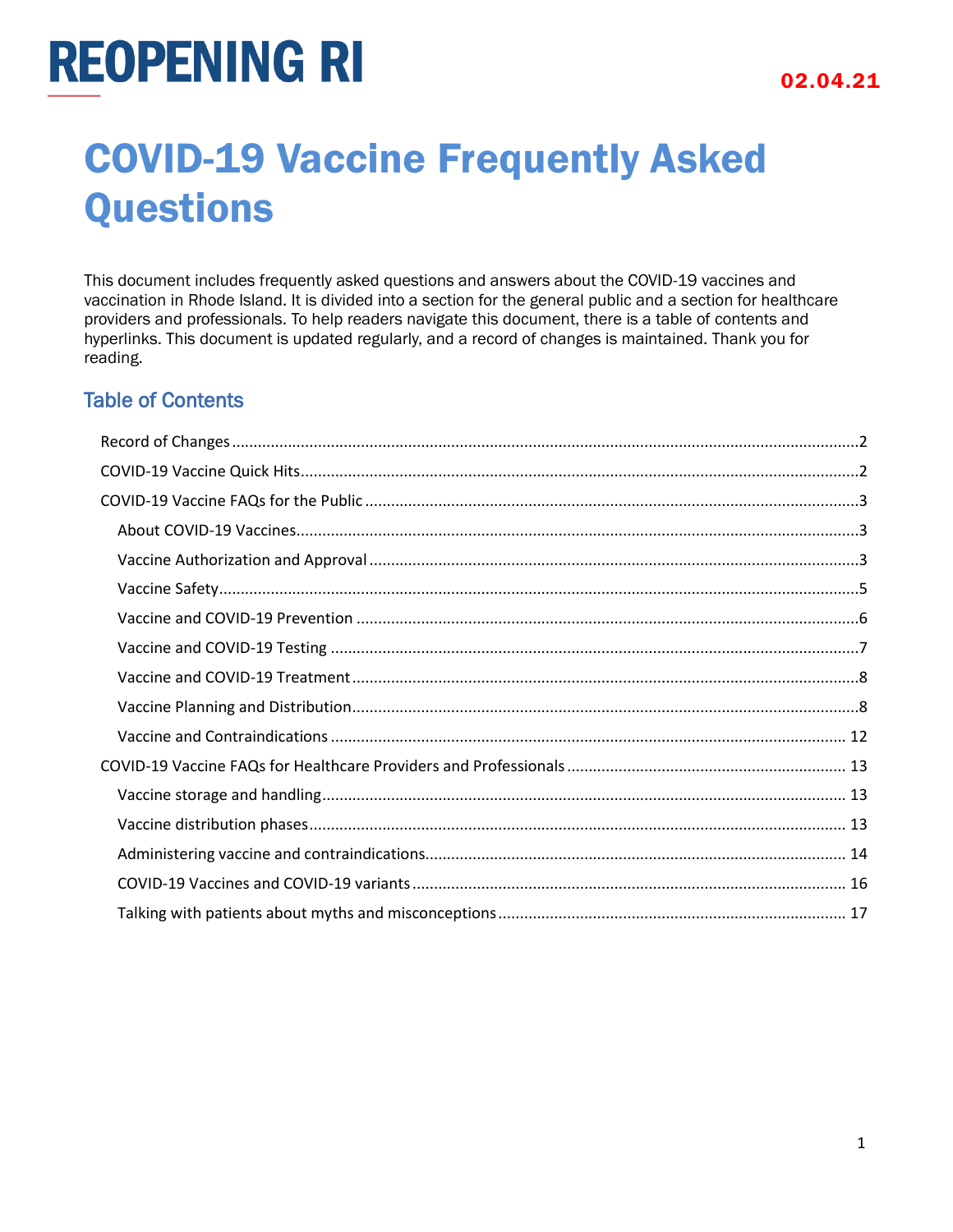# REOPENING RI

02.04.21

# COVID-19 Vaccine Frequently Asked Questions

This document includes frequently asked questions and answers about the COVID-19 vaccines and vaccination in Rhode Island. It is divided into a section for the general public and a section for healthcare providers and professionals. To help readers navigate this document, there is a table of contents and hyperlinks. This document is updated regularly, and a record of changes is maintained. Thank you for reading.

## Table of Contents

- Record of Changes ........ 2
- COVID-19 Vaccine Quick Hits ........ 2
- COVID-19 Vaccine FAQs for the Public ........ 3
  - About COVID-19 Vaccines ........ 3
  - Vaccine Authorization and Approval ........ 3
  - Vaccine Safety ........ 5
  - Vaccine and COVID-19 Prevention ........ 6
  - Vaccine and COVID-19 Testing ........ 7
  - Vaccine and COVID-19 Treatment ........ 8
  - Vaccine Planning and Distribution ........ 8
  - Vaccine and Contraindications ........ 12
- COVID-19 Vaccine FAQs for Healthcare Providers and Professionals ........ 13
  - Vaccine storage and handling ........ 13
  - Vaccine distribution phases ........ 13
  - Administering vaccine and contraindications ........ 14
  - COVID-19 Vaccines and COVID-19 variants ........ 16
  - Talking with patients about myths and misconceptions ........ 17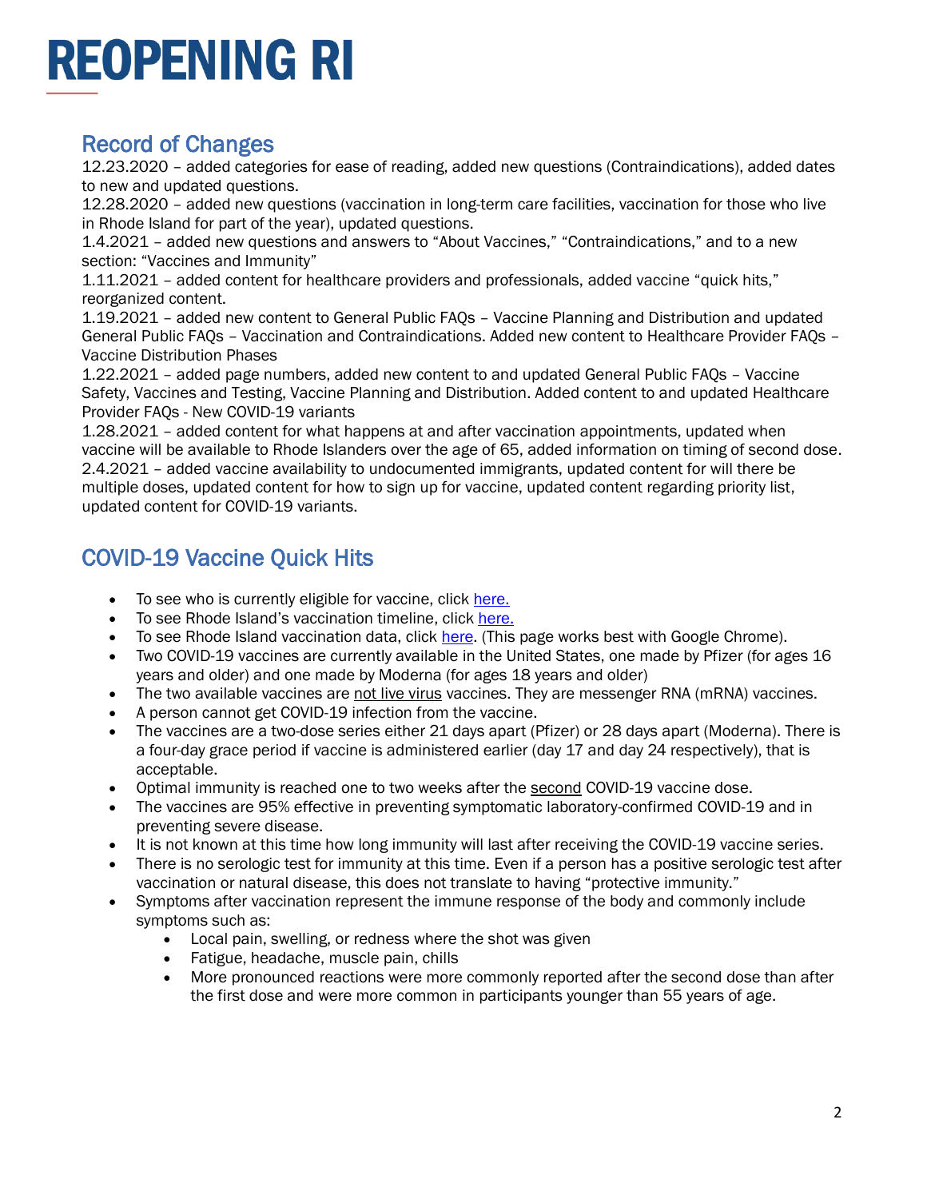# REOPENING RI

## Record of Changes

12.23.2020 – added categories for ease of reading, added new questions (Contraindications), added dates to new and updated questions.

12.28.2020 – added new questions (vaccination in long-term care facilities, vaccination for those who live in Rhode Island for part of the year), updated questions.

1.4.2021 – added new questions and answers to "About Vaccines," "Contraindications," and to a new section: "Vaccines and Immunity"

1.11.2021 – added content for healthcare providers and professionals, added vaccine "quick hits," reorganized content.

1.19.2021 – added new content to General Public FAQs – Vaccine Planning and Distribution and updated General Public FAQs – Vaccination and Contraindications. Added new content to Healthcare Provider FAQs – Vaccine Distribution Phases

1.22.2021 – added page numbers, added new content to and updated General Public FAQs – Vaccine Safety, Vaccines and Testing, Vaccine Planning and Distribution. Added content to and updated Healthcare Provider FAQs - New COVID-19 variants

1.28.2021 – added content for what happens at and after vaccination appointments, updated when vaccine will be available to Rhode Islanders over the age of 65, added information on timing of second dose.

2.4.2021 – added vaccine availability to undocumented immigrants, updated content for will there be multiple doses, updated content for how to sign up for vaccine, updated content regarding priority list, updated content for COVID-19 variants.

## COVID-19 Vaccine Quick Hits

- To see who is currently eligible for vaccine, click here.
- To see Rhode Island's vaccination timeline, click here.
- To see Rhode Island vaccination data, click here. (This page works best with Google Chrome).
- Two COVID-19 vaccines are currently available in the United States, one made by Pfizer (for ages 16 years and older) and one made by Moderna (for ages 18 years and older)
- The two available vaccines are not live virus vaccines. They are messenger RNA (mRNA) vaccines.
- A person cannot get COVID-19 infection from the vaccine.
- The vaccines are a two-dose series either 21 days apart (Pfizer) or 28 days apart (Moderna). There is a four-day grace period if vaccine is administered earlier (day 17 and day 24 respectively), that is acceptable.
- Optimal immunity is reached one to two weeks after the second COVID-19 vaccine dose.
- The vaccines are 95% effective in preventing symptomatic laboratory-confirmed COVID-19 and in preventing severe disease.
- It is not known at this time how long immunity will last after receiving the COVID-19 vaccine series.
- There is no serologic test for immunity at this time. Even if a person has a positive serologic test after vaccination or natural disease, this does not translate to having "protective immunity."
- Symptoms after vaccination represent the immune response of the body and commonly include symptoms such as:
  - Local pain, swelling, or redness where the shot was given
  - Fatigue, headache, muscle pain, chills
  - More pronounced reactions were more commonly reported after the second dose than after the first dose and were more common in participants younger than 55 years of age.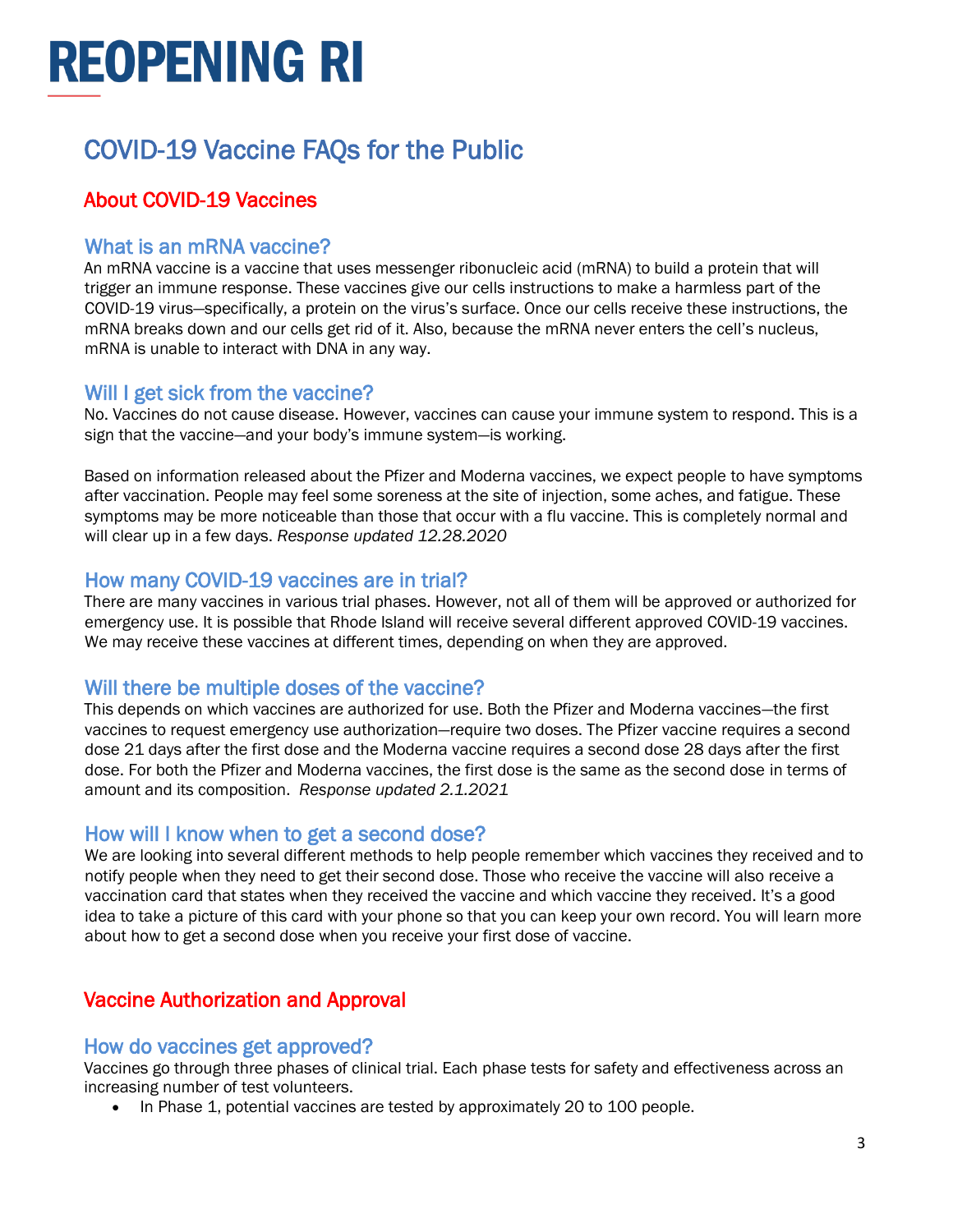# REOPENING RI

# COVID-19 Vaccine FAQs for the Public

## About COVID-19 Vaccines

### What is an mRNA vaccine?

An mRNA vaccine is a vaccine that uses messenger ribonucleic acid (mRNA) to build a protein that will trigger an immune response. These vaccines give our cells instructions to make a harmless part of the COVID-19 virus—specifically, a protein on the virus's surface. Once our cells receive these instructions, the mRNA breaks down and our cells get rid of it. Also, because the mRNA never enters the cell's nucleus, mRNA is unable to interact with DNA in any way.

### Will I get sick from the vaccine?

No. Vaccines do not cause disease. However, vaccines can cause your immune system to respond. This is a sign that the vaccine—and your body's immune system—is working.

Based on information released about the Pfizer and Moderna vaccines, we expect people to have symptoms after vaccination. People may feel some soreness at the site of injection, some aches, and fatigue. These symptoms may be more noticeable than those that occur with a flu vaccine. This is completely normal and will clear up in a few days. *Response updated 12.28.2020*

### How many COVID-19 vaccines are in trial?

There are many vaccines in various trial phases. However, not all of them will be approved or authorized for emergency use. It is possible that Rhode Island will receive several different approved COVID-19 vaccines. We may receive these vaccines at different times, depending on when they are approved.

### Will there be multiple doses of the vaccine?

This depends on which vaccines are authorized for use. Both the Pfizer and Moderna vaccines—the first vaccines to request emergency use authorization—require two doses. The Pfizer vaccine requires a second dose 21 days after the first dose and the Moderna vaccine requires a second dose 28 days after the first dose. For both the Pfizer and Moderna vaccines, the first dose is the same as the second dose in terms of amount and its composition. *Response updated 2.1.2021*

### How will I know when to get a second dose?

We are looking into several different methods to help people remember which vaccines they received and to notify people when they need to get their second dose. Those who receive the vaccine will also receive a vaccination card that states when they received the vaccine and which vaccine they received. It's a good idea to take a picture of this card with your phone so that you can keep your own record. You will learn more about how to get a second dose when you receive your first dose of vaccine.

## Vaccine Authorization and Approval

### How do vaccines get approved?

Vaccines go through three phases of clinical trial. Each phase tests for safety and effectiveness across an increasing number of test volunteers.

- In Phase 1, potential vaccines are tested by approximately 20 to 100 people.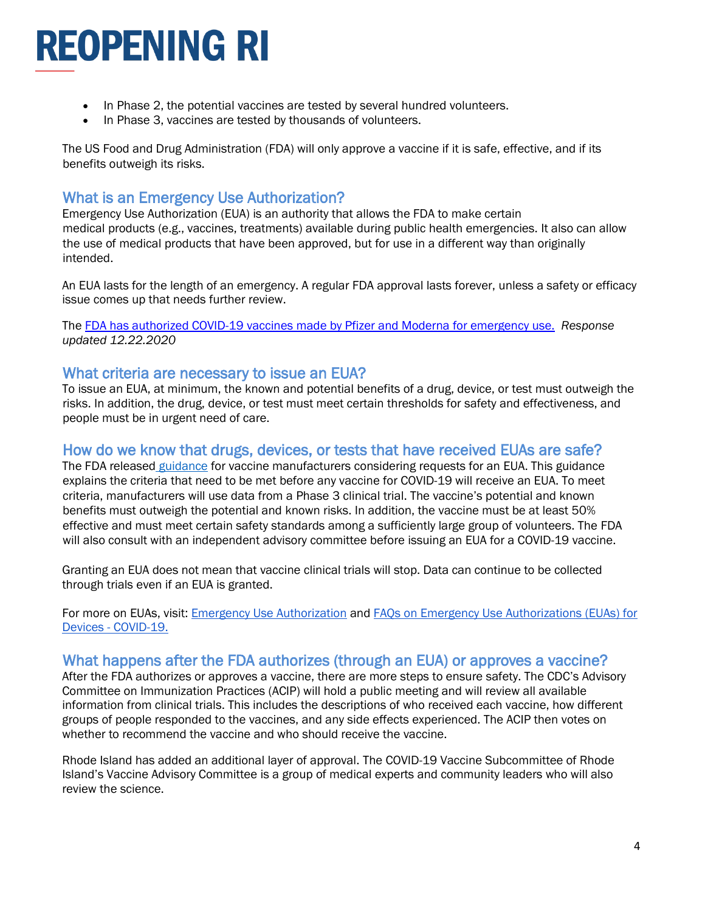- In Phase 2, the potential vaccines are tested by several hundred volunteers.
- In Phase 3, vaccines are tested by thousands of volunteers.

The US Food and Drug Administration (FDA) will only approve a vaccine if it is safe, effective, and if its benefits outweigh its risks.

## What is an Emergency Use Authorization?

Emergency Use Authorization (EUA) is an authority that allows the FDA to make certain medical products (e.g., vaccines, treatments) available during public health emergencies. It also can allow the use of medical products that have been approved, but for use in a different way than originally intended.

An EUA lasts for the length of an emergency. A regular FDA approval lasts forever, unless a safety or efficacy issue comes up that needs further review.

The [FDA has authorized COVID-19 vaccines made by Pfizer and Moderna for emergency use.](#) *Response updated 12.22.2020*

## What criteria are necessary to issue an EUA?

To issue an EUA, at minimum, the known and potential benefits of a drug, device, or test must outweigh the risks. In addition, the drug, device, or test must meet certain thresholds for safety and effectiveness, and people must be in urgent need of care.

## How do we know that drugs, devices, or tests that have received EUAs are safe?

The FDA released [guidance](#) for vaccine manufacturers considering requests for an EUA. This guidance explains the criteria that need to be met before any vaccine for COVID-19 will receive an EUA. To meet criteria, manufacturers will use data from a Phase 3 clinical trial. The vaccine's potential and known benefits must outweigh the potential and known risks. In addition, the vaccine must be at least 50% effective and must meet certain safety standards among a sufficiently large group of volunteers. The FDA will also consult with an independent advisory committee before issuing an EUA for a COVID-19 vaccine.

Granting an EUA does not mean that vaccine clinical trials will stop. Data can continue to be collected through trials even if an EUA is granted.

For more on EUAs, visit: [Emergency Use Authorization](#) and [FAQs on Emergency Use Authorizations (EUAs) for Devices - COVID-19.](#)

## What happens after the FDA authorizes (through an EUA) or approves a vaccine?

After the FDA authorizes or approves a vaccine, there are more steps to ensure safety. The CDC's Advisory Committee on Immunization Practices (ACIP) will hold a public meeting and will review all available information from clinical trials. This includes the descriptions of who received each vaccine, how different groups of people responded to the vaccines, and any side effects experienced. The ACIP then votes on whether to recommend the vaccine and who should receive the vaccine.

Rhode Island has added an additional layer of approval. The COVID-19 Vaccine Subcommittee of Rhode Island's Vaccine Advisory Committee is a group of medical experts and community leaders who will also review the science.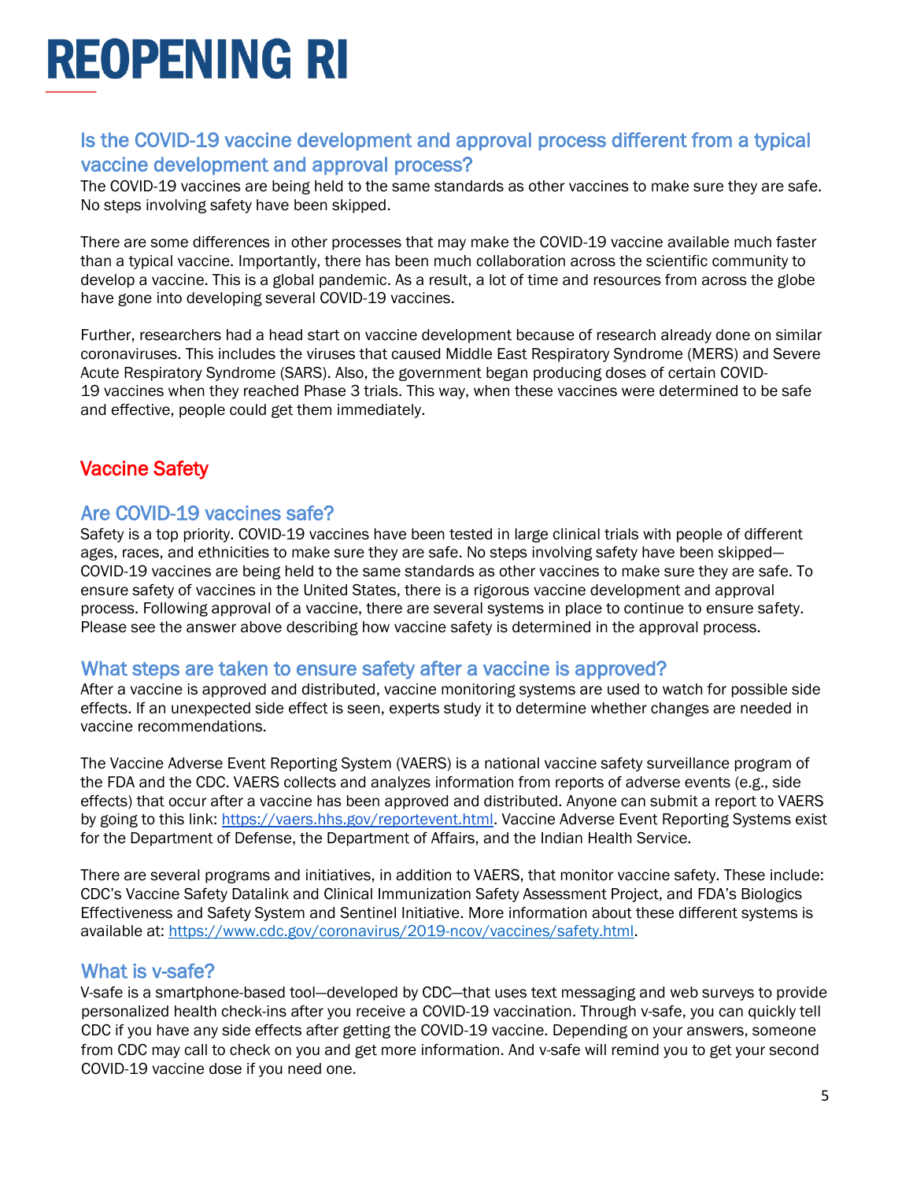## Is the COVID-19 vaccine development and approval process different from a typical vaccine development and approval process?

The COVID-19 vaccines are being held to the same standards as other vaccines to make sure they are safe. No steps involving safety have been skipped.

There are some differences in other processes that may make the COVID-19 vaccine available much faster than a typical vaccine. Importantly, there has been much collaboration across the scientific community to develop a vaccine. This is a global pandemic. As a result, a lot of time and resources from across the globe have gone into developing several COVID-19 vaccines.

Further, researchers had a head start on vaccine development because of research already done on similar coronaviruses. This includes the viruses that caused Middle East Respiratory Syndrome (MERS) and Severe Acute Respiratory Syndrome (SARS). Also, the government began producing doses of certain COVID-19 vaccines when they reached Phase 3 trials. This way, when these vaccines were determined to be safe and effective, people could get them immediately.

# Vaccine Safety

## Are COVID-19 vaccines safe?

Safety is a top priority. COVID-19 vaccines have been tested in large clinical trials with people of different ages, races, and ethnicities to make sure they are safe. No steps involving safety have been skipped—COVID-19 vaccines are being held to the same standards as other vaccines to make sure they are safe. To ensure safety of vaccines in the United States, there is a rigorous vaccine development and approval process. Following approval of a vaccine, there are several systems in place to continue to ensure safety. Please see the answer above describing how vaccine safety is determined in the approval process.

## What steps are taken to ensure safety after a vaccine is approved?

After a vaccine is approved and distributed, vaccine monitoring systems are used to watch for possible side effects. If an unexpected side effect is seen, experts study it to determine whether changes are needed in vaccine recommendations.

The Vaccine Adverse Event Reporting System (VAERS) is a national vaccine safety surveillance program of the FDA and the CDC. VAERS collects and analyzes information from reports of adverse events (e.g., side effects) that occur after a vaccine has been approved and distributed. Anyone can submit a report to VAERS by going to this link: [https://vaers.hhs.gov/reportevent.html](https://vaers.hhs.gov/reportevent.html). Vaccine Adverse Event Reporting Systems exist for the Department of Defense, the Department of Affairs, and the Indian Health Service.

There are several programs and initiatives, in addition to VAERS, that monitor vaccine safety. These include: CDC's Vaccine Safety Datalink and Clinical Immunization Safety Assessment Project, and FDA's Biologics Effectiveness and Safety System and Sentinel Initiative. More information about these different systems is available at: [https://www.cdc.gov/coronavirus/2019-ncov/vaccines/safety.html](https://www.cdc.gov/coronavirus/2019-ncov/vaccines/safety.html).

## What is v-safe?

V-safe is a smartphone-based tool—developed by CDC—that uses text messaging and web surveys to provide personalized health check-ins after you receive a COVID-19 vaccination. Through v-safe, you can quickly tell CDC if you have any side effects after getting the COVID-19 vaccine. Depending on your answers, someone from CDC may call to check on you and get more information. And v-safe will remind you to get your second COVID-19 vaccine dose if you need one.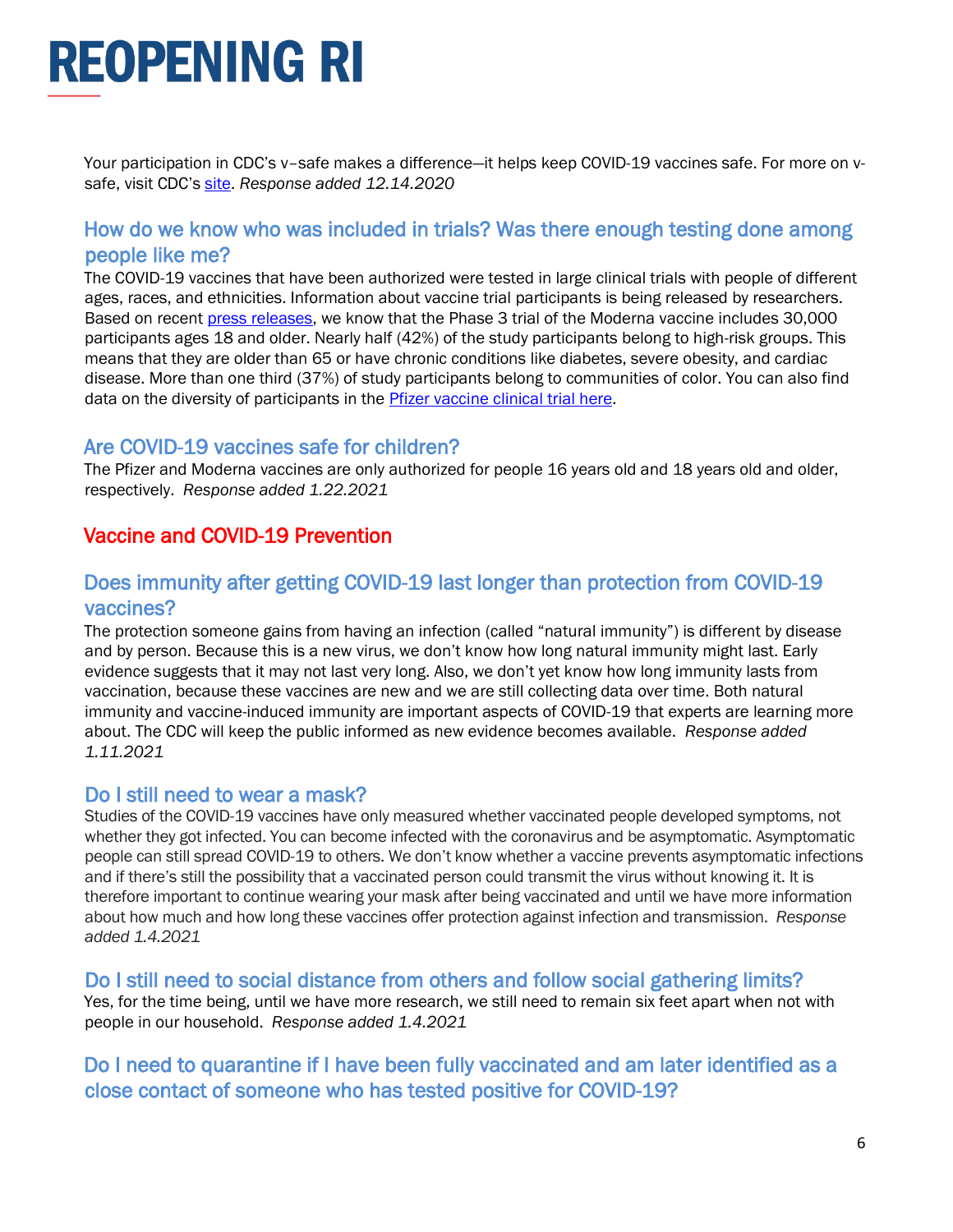Your participation in CDC's v–safe makes a difference—it helps keep COVID-19 vaccines safe. For more on v-safe, visit CDC's [site](). *Response added 12.14.2020*

### How do we know who was included in trials? Was there enough testing done among people like me?

The COVID-19 vaccines that have been authorized were tested in large clinical trials with people of different ages, races, and ethnicities. Information about vaccine trial participants is being released by researchers. Based on recent [press releases](), we know that the Phase 3 trial of the Moderna vaccine includes 30,000 participants ages 18 and older. Nearly half (42%) of the study participants belong to high-risk groups. This means that they are older than 65 or have chronic conditions like diabetes, severe obesity, and cardiac disease. More than one third (37%) of study participants belong to communities of color. You can also find data on the diversity of participants in the [Pfizer vaccine clinical trial here]().

### Are COVID-19 vaccines safe for children?

The Pfizer and Moderna vaccines are only authorized for people 16 years old and 18 years old and older, respectively. *Response added 1.22.2021*

## Vaccine and COVID-19 Prevention

### Does immunity after getting COVID-19 last longer than protection from COVID-19 vaccines?

The protection someone gains from having an infection (called "natural immunity") is different by disease and by person. Because this is a new virus, we don't know how long natural immunity might last. Early evidence suggests that it may not last very long. Also, we don't yet know how long immunity lasts from vaccination, because these vaccines are new and we are still collecting data over time. Both natural immunity and vaccine-induced immunity are important aspects of COVID-19 that experts are learning more about. The CDC will keep the public informed as new evidence becomes available. *Response added 1.11.2021*

### Do I still need to wear a mask?

Studies of the COVID-19 vaccines have only measured whether vaccinated people developed symptoms, not whether they got infected. You can become infected with the coronavirus and be asymptomatic. Asymptomatic people can still spread COVID-19 to others. We don't know whether a vaccine prevents asymptomatic infections and if there's still the possibility that a vaccinated person could transmit the virus without knowing it. It is therefore important to continue wearing your mask after being vaccinated and until we have more information about how much and how long these vaccines offer protection against infection and transmission. *Response added 1.4.2021*

### Do I still need to social distance from others and follow social gathering limits?

Yes, for the time being, until we have more research, we still need to remain six feet apart when not with people in our household. *Response added 1.4.2021*

### Do I need to quarantine if I have been fully vaccinated and am later identified as a close contact of someone who has tested positive for COVID-19?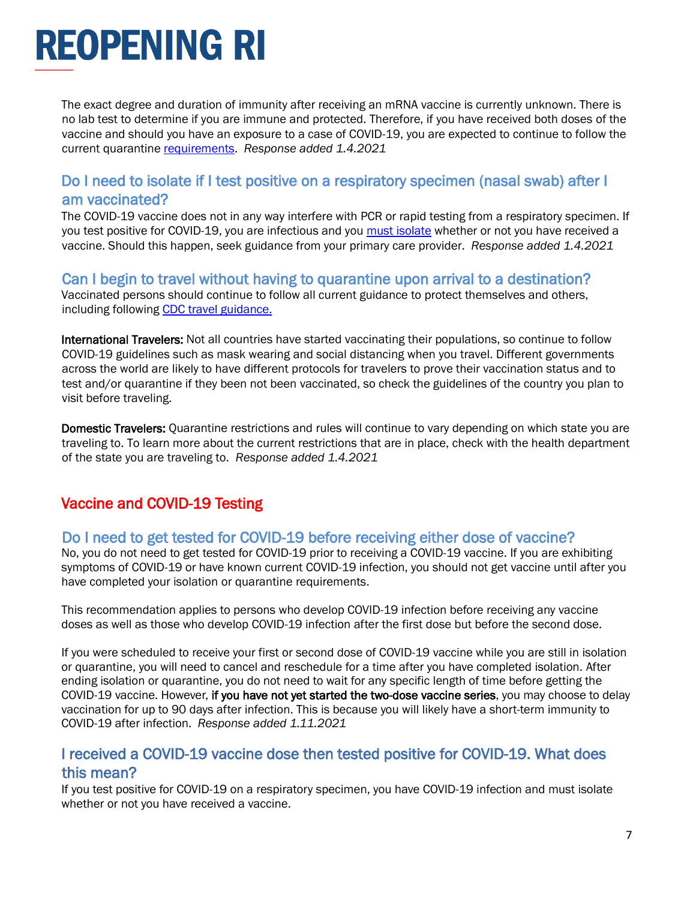The exact degree and duration of immunity after receiving an mRNA vaccine is currently unknown. There is no lab test to determine if you are immune and protected. Therefore, if you have received both doses of the vaccine and should you have an exposure to a case of COVID-19, you are expected to continue to follow the current quarantine [requirements](). *Response added 1.4.2021*

### Do I need to isolate if I test positive on a respiratory specimen (nasal swab) after I am vaccinated?

The COVID-19 vaccine does not in any way interfere with PCR or rapid testing from a respiratory specimen. If you test positive for COVID-19, you are infectious and you [must isolate]() whether or not you have received a vaccine. Should this happen, seek guidance from your primary care provider. *Response added 1.4.2021*

### Can I begin to travel without having to quarantine upon arrival to a destination?

Vaccinated persons should continue to follow all current guidance to protect themselves and others, including following [CDC travel guidance.]()

**International Travelers:** Not all countries have started vaccinating their populations, so continue to follow COVID-19 guidelines such as mask wearing and social distancing when you travel. Different governments across the world are likely to have different protocols for travelers to prove their vaccination status and to test and/or quarantine if they been not been vaccinated, so check the guidelines of the country you plan to visit before traveling.

**Domestic Travelers:** Quarantine restrictions and rules will continue to vary depending on which state you are traveling to. To learn more about the current restrictions that are in place, check with the health department of the state you are traveling to. *Response added 1.4.2021*

## Vaccine and COVID-19 Testing

### Do I need to get tested for COVID-19 before receiving either dose of vaccine?

No, you do not need to get tested for COVID-19 prior to receiving a COVID-19 vaccine. If you are exhibiting symptoms of COVID-19 or have known current COVID-19 infection, you should not get vaccine until after you have completed your isolation or quarantine requirements.

This recommendation applies to persons who develop COVID-19 infection before receiving any vaccine doses as well as those who develop COVID-19 infection after the first dose but before the second dose.

If you were scheduled to receive your first or second dose of COVID-19 vaccine while you are still in isolation or quarantine, you will need to cancel and reschedule for a time after you have completed isolation. After ending isolation or quarantine, you do not need to wait for any specific length of time before getting the COVID-19 vaccine. However, **if you have not yet started the two-dose vaccine series**, you may choose to delay vaccination for up to 90 days after infection. This is because you will likely have a short-term immunity to COVID-19 after infection. *Response added 1.11.2021*

### I received a COVID-19 vaccine dose then tested positive for COVID-19. What does this mean?

If you test positive for COVID-19 on a respiratory specimen, you have COVID-19 infection and must isolate whether or not you have received a vaccine.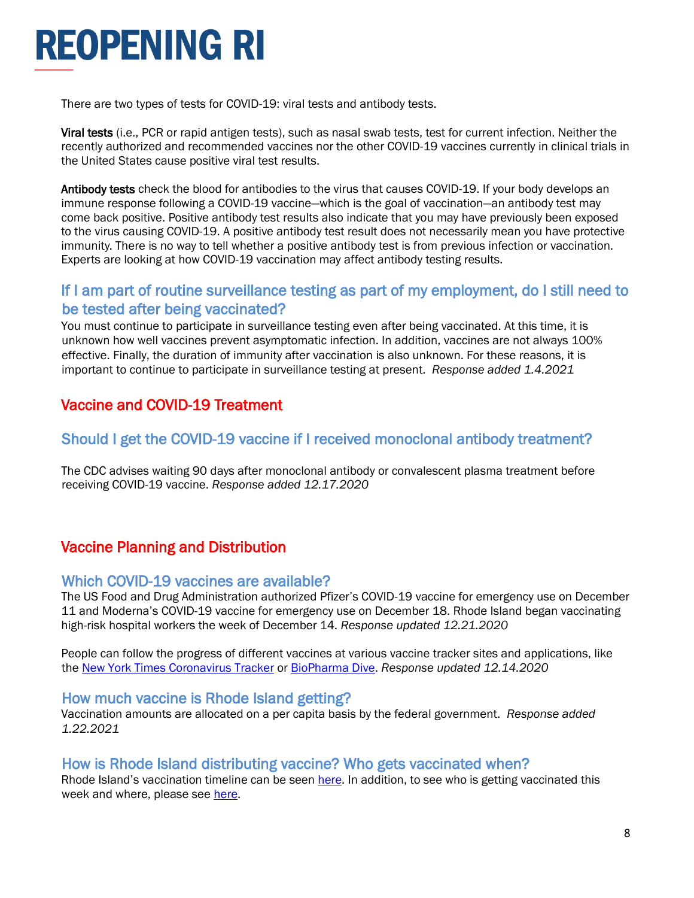There are two types of tests for COVID-19: viral tests and antibody tests.

**Viral tests** (i.e., PCR or rapid antigen tests), such as nasal swab tests, test for current infection. Neither the recently authorized and recommended vaccines nor the other COVID-19 vaccines currently in clinical trials in the United States cause positive viral test results.

**Antibody tests** check the blood for antibodies to the virus that causes COVID-19. If your body develops an immune response following a COVID-19 vaccine—which is the goal of vaccination—an antibody test may come back positive. Positive antibody test results also indicate that you may have previously been exposed to the virus causing COVID-19. A positive antibody test result does not necessarily mean you have protective immunity. There is no way to tell whether a positive antibody test is from previous infection or vaccination. Experts are looking at how COVID-19 vaccination may affect antibody testing results.

### If I am part of routine surveillance testing as part of my employment, do I still need to be tested after being vaccinated?

You must continue to participate in surveillance testing even after being vaccinated. At this time, it is unknown how well vaccines prevent asymptomatic infection. In addition, vaccines are not always 100% effective. Finally, the duration of immunity after vaccination is also unknown. For these reasons, it is important to continue to participate in surveillance testing at present. *Response added 1.4.2021*

## Vaccine and COVID-19 Treatment

### Should I get the COVID-19 vaccine if I received monoclonal antibody treatment?

The CDC advises waiting 90 days after monoclonal antibody or convalescent plasma treatment before receiving COVID-19 vaccine. *Response added 12.17.2020*

## Vaccine Planning and Distribution

### Which COVID-19 vaccines are available?

The US Food and Drug Administration authorized Pfizer's COVID-19 vaccine for emergency use on December 11 and Moderna's COVID-19 vaccine for emergency use on December 18. Rhode Island began vaccinating high-risk hospital workers the week of December 14. *Response updated 12.21.2020*

People can follow the progress of different vaccines at various vaccine tracker sites and applications, like the New York Times Coronavirus Tracker or BioPharma Dive. *Response updated 12.14.2020*

### How much vaccine is Rhode Island getting?

Vaccination amounts are allocated on a per capita basis by the federal government. *Response added 1.22.2021*

### How is Rhode Island distributing vaccine? Who gets vaccinated when?

Rhode Island's vaccination timeline can be seen here. In addition, to see who is getting vaccinated this week and where, please see here.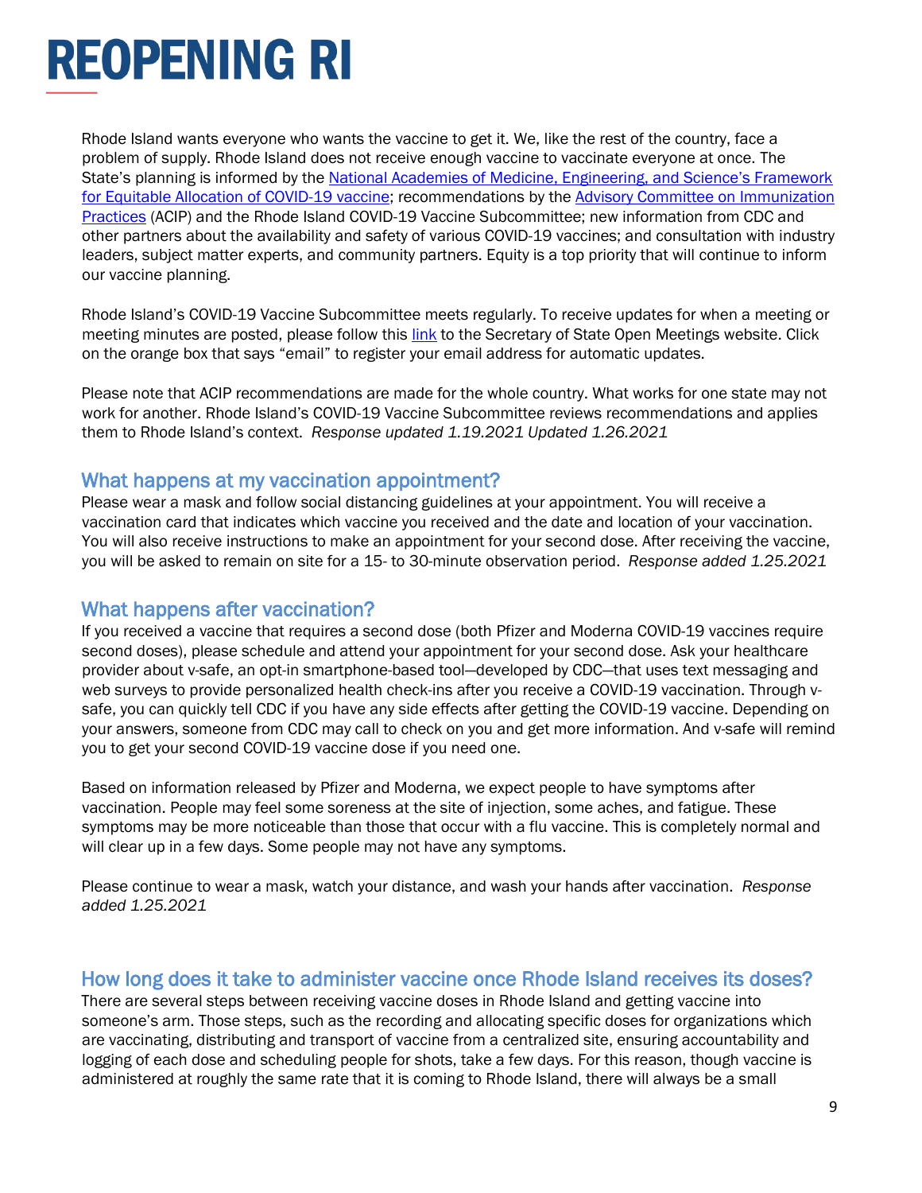Rhode Island wants everyone who wants the vaccine to get it. We, like the rest of the country, face a problem of supply. Rhode Island does not receive enough vaccine to vaccinate everyone at once. The State's planning is informed by the [National Academies of Medicine, Engineering, and Science's Framework for Equitable Allocation of COVID-19 vaccine](); recommendations by the [Advisory Committee on Immunization Practices]() (ACIP) and the Rhode Island COVID-19 Vaccine Subcommittee; new information from CDC and other partners about the availability and safety of various COVID-19 vaccines; and consultation with industry leaders, subject matter experts, and community partners. Equity is a top priority that will continue to inform our vaccine planning.

Rhode Island's COVID-19 Vaccine Subcommittee meets regularly. To receive updates for when a meeting or meeting minutes are posted, please follow this [link]() to the Secretary of State Open Meetings website. Click on the orange box that says "email" to register your email address for automatic updates.

Please note that ACIP recommendations are made for the whole country. What works for one state may not work for another. Rhode Island's COVID-19 Vaccine Subcommittee reviews recommendations and applies them to Rhode Island's context. *Response updated 1.19.2021 Updated 1.26.2021*

## What happens at my vaccination appointment?

Please wear a mask and follow social distancing guidelines at your appointment. You will receive a vaccination card that indicates which vaccine you received and the date and location of your vaccination. You will also receive instructions to make an appointment for your second dose. After receiving the vaccine, you will be asked to remain on site for a 15- to 30-minute observation period. *Response added 1.25.2021*

## What happens after vaccination?

If you received a vaccine that requires a second dose (both Pfizer and Moderna COVID-19 vaccines require second doses), please schedule and attend your appointment for your second dose. Ask your healthcare provider about v-safe, an opt-in smartphone-based tool—developed by CDC—that uses text messaging and web surveys to provide personalized health check-ins after you receive a COVID-19 vaccination. Through v-safe, you can quickly tell CDC if you have any side effects after getting the COVID-19 vaccine. Depending on your answers, someone from CDC may call to check on you and get more information. And v-safe will remind you to get your second COVID-19 vaccine dose if you need one.

Based on information released by Pfizer and Moderna, we expect people to have symptoms after vaccination. People may feel some soreness at the site of injection, some aches, and fatigue. These symptoms may be more noticeable than those that occur with a flu vaccine. This is completely normal and will clear up in a few days. Some people may not have any symptoms.

Please continue to wear a mask, watch your distance, and wash your hands after vaccination. *Response added 1.25.2021*

## How long does it take to administer vaccine once Rhode Island receives its doses?

There are several steps between receiving vaccine doses in Rhode Island and getting vaccine into someone's arm. Those steps, such as the recording and allocating specific doses for organizations which are vaccinating, distributing and transport of vaccine from a centralized site, ensuring accountability and logging of each dose and scheduling people for shots, take a few days. For this reason, though vaccine is administered at roughly the same rate that it is coming to Rhode Island, there will always be a small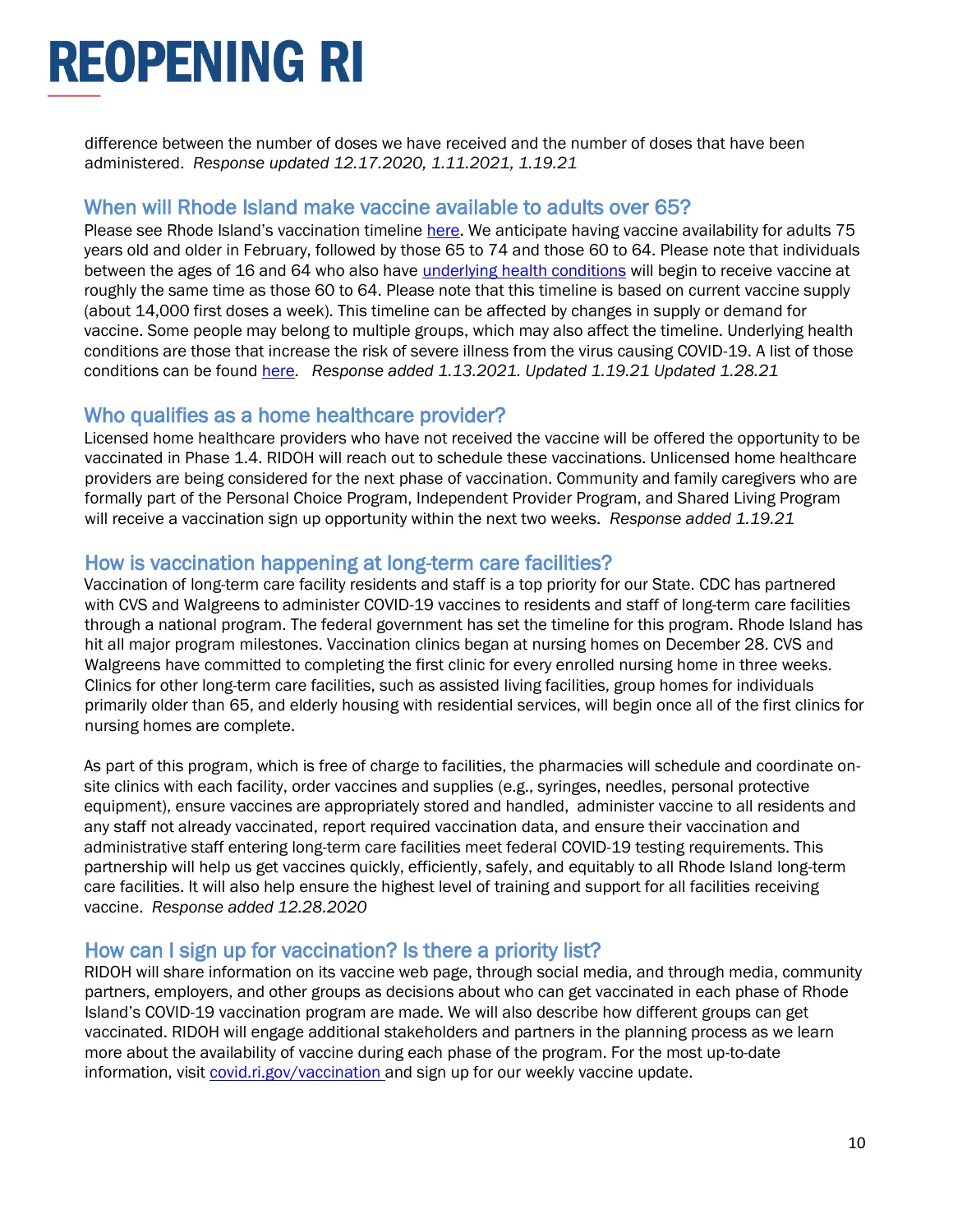difference between the number of doses we have received and the number of doses that have been administered. *Response updated 12.17.2020, 1.11.2021, 1.19.21*

## When will Rhode Island make vaccine available to adults over 65?

Please see Rhode Island's vaccination timeline here. We anticipate having vaccine availability for adults 75 years old and older in February, followed by those 65 to 74 and those 60 to 64. Please note that individuals between the ages of 16 and 64 who also have underlying health conditions will begin to receive vaccine at roughly the same time as those 60 to 64. Please note that this timeline is based on current vaccine supply (about 14,000 first doses a week). This timeline can be affected by changes in supply or demand for vaccine. Some people may belong to multiple groups, which may also affect the timeline. Underlying health conditions are those that increase the risk of severe illness from the virus causing COVID-19. A list of those conditions can be found here. *Response added 1.13.2021. Updated 1.19.21 Updated 1.28.21*

## Who qualifies as a home healthcare provider?

Licensed home healthcare providers who have not received the vaccine will be offered the opportunity to be vaccinated in Phase 1.4. RIDOH will reach out to schedule these vaccinations. Unlicensed home healthcare providers are being considered for the next phase of vaccination. Community and family caregivers who are formally part of the Personal Choice Program, Independent Provider Program, and Shared Living Program will receive a vaccination sign up opportunity within the next two weeks. *Response added 1.19.21*

## How is vaccination happening at long-term care facilities?

Vaccination of long-term care facility residents and staff is a top priority for our State. CDC has partnered with CVS and Walgreens to administer COVID-19 vaccines to residents and staff of long-term care facilities through a national program. The federal government has set the timeline for this program. Rhode Island has hit all major program milestones. Vaccination clinics began at nursing homes on December 28. CVS and Walgreens have committed to completing the first clinic for every enrolled nursing home in three weeks. Clinics for other long-term care facilities, such as assisted living facilities, group homes for individuals primarily older than 65, and elderly housing with residential services, will begin once all of the first clinics for nursing homes are complete.

As part of this program, which is free of charge to facilities, the pharmacies will schedule and coordinate on-site clinics with each facility, order vaccines and supplies (e.g., syringes, needles, personal protective equipment), ensure vaccines are appropriately stored and handled, administer vaccine to all residents and any staff not already vaccinated, report required vaccination data, and ensure their vaccination and administrative staff entering long-term care facilities meet federal COVID-19 testing requirements. This partnership will help us get vaccines quickly, efficiently, safely, and equitably to all Rhode Island long-term care facilities. It will also help ensure the highest level of training and support for all facilities receiving vaccine. *Response added 12.28.2020*

## How can I sign up for vaccination? Is there a priority list?

RIDOH will share information on its vaccine web page, through social media, and through media, community partners, employers, and other groups as decisions about who can get vaccinated in each phase of Rhode Island's COVID-19 vaccination program are made. We will also describe how different groups can get vaccinated. RIDOH will engage additional stakeholders and partners in the planning process as we learn more about the availability of vaccine during each phase of the program. For the most up-to-date information, visit covid.ri.gov/vaccination and sign up for our weekly vaccine update.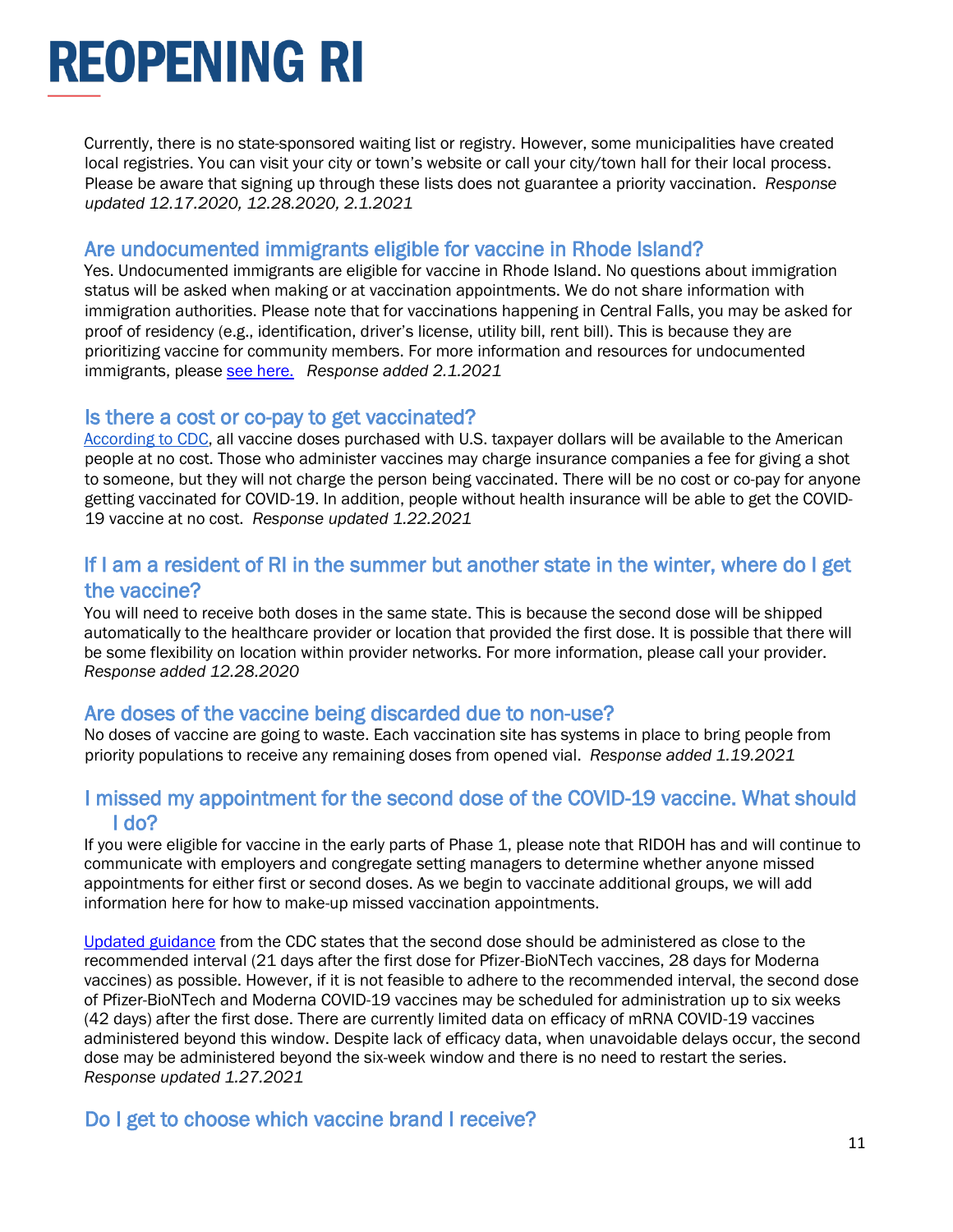Currently, there is no state-sponsored waiting list or registry. However, some municipalities have created local registries. You can visit your city or town's website or call your city/town hall for their local process. Please be aware that signing up through these lists does not guarantee a priority vaccination. *Response updated 12.17.2020, 12.28.2020, 2.1.2021*

## Are undocumented immigrants eligible for vaccine in Rhode Island?

Yes. Undocumented immigrants are eligible for vaccine in Rhode Island. No questions about immigration status will be asked when making or at vaccination appointments. We do not share information with immigration authorities. Please note that for vaccinations happening in Central Falls, you may be asked for proof of residency (e.g., identification, driver's license, utility bill, rent bill). This is because they are prioritizing vaccine for community members. For more information and resources for undocumented immigrants, please see here. *Response added 2.1.2021*

## Is there a cost or co-pay to get vaccinated?

According to CDC, all vaccine doses purchased with U.S. taxpayer dollars will be available to the American people at no cost. Those who administer vaccines may charge insurance companies a fee for giving a shot to someone, but they will not charge the person being vaccinated. There will be no cost or co-pay for anyone getting vaccinated for COVID-19. In addition, people without health insurance will be able to get the COVID-19 vaccine at no cost. *Response updated 1.22.2021*

## If I am a resident of RI in the summer but another state in the winter, where do I get the vaccine?

You will need to receive both doses in the same state. This is because the second dose will be shipped automatically to the healthcare provider or location that provided the first dose. It is possible that there will be some flexibility on location within provider networks. For more information, please call your provider. *Response added 12.28.2020*

## Are doses of the vaccine being discarded due to non-use?

No doses of vaccine are going to waste. Each vaccination site has systems in place to bring people from priority populations to receive any remaining doses from opened vial. *Response added 1.19.2021*

## I missed my appointment for the second dose of the COVID-19 vaccine. What should I do?

If you were eligible for vaccine in the early parts of Phase 1, please note that RIDOH has and will continue to communicate with employers and congregate setting managers to determine whether anyone missed appointments for either first or second doses. As we begin to vaccinate additional groups, we will add information here for how to make-up missed vaccination appointments.

Updated guidance from the CDC states that the second dose should be administered as close to the recommended interval (21 days after the first dose for Pfizer-BioNTech vaccines, 28 days for Moderna vaccines) as possible. However, if it is not feasible to adhere to the recommended interval, the second dose of Pfizer-BioNTech and Moderna COVID-19 vaccines may be scheduled for administration up to six weeks (42 days) after the first dose. There are currently limited data on efficacy of mRNA COVID-19 vaccines administered beyond this window. Despite lack of efficacy data, when unavoidable delays occur, the second dose may be administered beyond the six-week window and there is no need to restart the series. *Response updated 1.27.2021*

## Do I get to choose which vaccine brand I receive?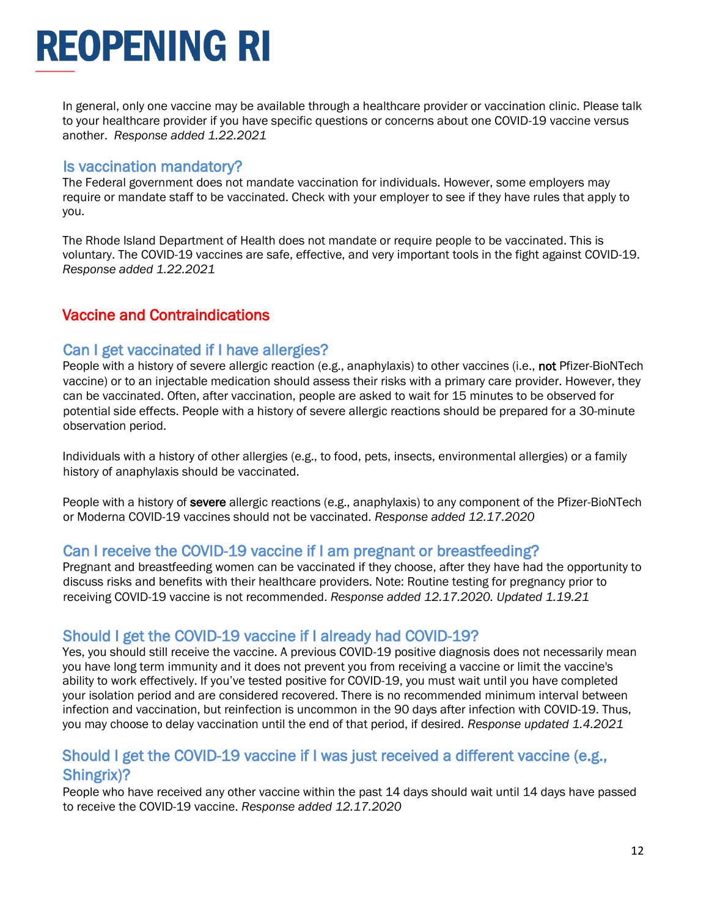In general, only one vaccine may be available through a healthcare provider or vaccination clinic. Please talk to your healthcare provider if you have specific questions or concerns about one COVID-19 vaccine versus another. *Response added 1.22.2021*

### Is vaccination mandatory?

The Federal government does not mandate vaccination for individuals. However, some employers may require or mandate staff to be vaccinated. Check with your employer to see if they have rules that apply to you.

The Rhode Island Department of Health does not mandate or require people to be vaccinated. This is voluntary. The COVID-19 vaccines are safe, effective, and very important tools in the fight against COVID-19. *Response added 1.22.2021*

## Vaccine and Contraindications

### Can I get vaccinated if I have allergies?

People with a history of severe allergic reaction (e.g., anaphylaxis) to other vaccines (i.e., **not** Pfizer-BioNTech vaccine) or to an injectable medication should assess their risks with a primary care provider. However, they can be vaccinated. Often, after vaccination, people are asked to wait for 15 minutes to be observed for potential side effects. People with a history of severe allergic reactions should be prepared for a 30-minute observation period.

Individuals with a history of other allergies (e.g., to food, pets, insects, environmental allergies) or a family history of anaphylaxis should be vaccinated.

People with a history of **severe** allergic reactions (e.g., anaphylaxis) to any component of the Pfizer-BioNTech or Moderna COVID-19 vaccines should not be vaccinated. *Response added 12.17.2020*

### Can I receive the COVID-19 vaccine if I am pregnant or breastfeeding?

Pregnant and breastfeeding women can be vaccinated if they choose, after they have had the opportunity to discuss risks and benefits with their healthcare providers. Note: Routine testing for pregnancy prior to receiving COVID-19 vaccine is not recommended. *Response added 12.17.2020. Updated 1.19.21*

### Should I get the COVID-19 vaccine if I already had COVID-19?

Yes, you should still receive the vaccine. A previous COVID-19 positive diagnosis does not necessarily mean you have long term immunity and it does not prevent you from receiving a vaccine or limit the vaccine's ability to work effectively. If you've tested positive for COVID-19, you must wait until you have completed your isolation period and are considered recovered. There is no recommended minimum interval between infection and vaccination, but reinfection is uncommon in the 90 days after infection with COVID-19. Thus, you may choose to delay vaccination until the end of that period, if desired. *Response updated 1.4.2021*

### Should I get the COVID-19 vaccine if I was just received a different vaccine (e.g., Shingrix)?

People who have received any other vaccine within the past 14 days should wait until 14 days have passed to receive the COVID-19 vaccine. *Response added 12.17.2020*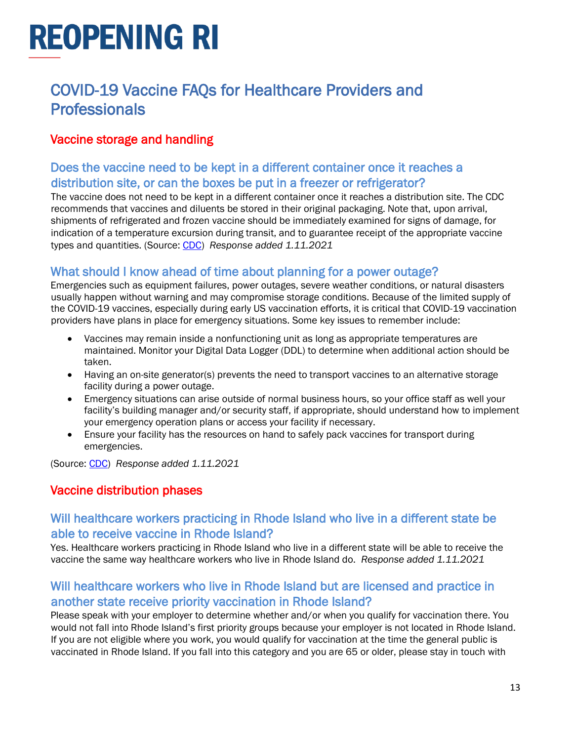# REOPENING RI

## COVID-19 Vaccine FAQs for Healthcare Providers and Professionals

### Vaccine storage and handling

#### Does the vaccine need to be kept in a different container once it reaches a distribution site, or can the boxes be put in a freezer or refrigerator?

The vaccine does not need to be kept in a different container once it reaches a distribution site. The CDC recommends that vaccines and diluents be stored in their original packaging. Note that, upon arrival, shipments of refrigerated and frozen vaccine should be immediately examined for signs of damage, for indication of a temperature excursion during transit, and to guarantee receipt of the appropriate vaccine types and quantities. (Source: CDC) *Response added 1.11.2021*

#### What should I know ahead of time about planning for a power outage?

Emergencies such as equipment failures, power outages, severe weather conditions, or natural disasters usually happen without warning and may compromise storage conditions. Because of the limited supply of the COVID-19 vaccines, especially during early US vaccination efforts, it is critical that COVID-19 vaccination providers have plans in place for emergency situations. Some key issues to remember include:

- Vaccines may remain inside a nonfunctioning unit as long as appropriate temperatures are maintained. Monitor your Digital Data Logger (DDL) to determine when additional action should be taken.
- Having an on-site generator(s) prevents the need to transport vaccines to an alternative storage facility during a power outage.
- Emergency situations can arise outside of normal business hours, so your office staff as well your facility's building manager and/or security staff, if appropriate, should understand how to implement your emergency operation plans or access your facility if necessary.
- Ensure your facility has the resources on hand to safely pack vaccines for transport during emergencies.

(Source: CDC) *Response added 1.11.2021*

### Vaccine distribution phases

#### Will healthcare workers practicing in Rhode Island who live in a different state be able to receive vaccine in Rhode Island?

Yes. Healthcare workers practicing in Rhode Island who live in a different state will be able to receive the vaccine the same way healthcare workers who live in Rhode Island do. *Response added 1.11.2021*

#### Will healthcare workers who live in Rhode Island but are licensed and practice in another state receive priority vaccination in Rhode Island?

Please speak with your employer to determine whether and/or when you qualify for vaccination there. You would not fall into Rhode Island's first priority groups because your employer is not located in Rhode Island. If you are not eligible where you work, you would qualify for vaccination at the time the general public is vaccinated in Rhode Island. If you fall into this category and you are 65 or older, please stay in touch with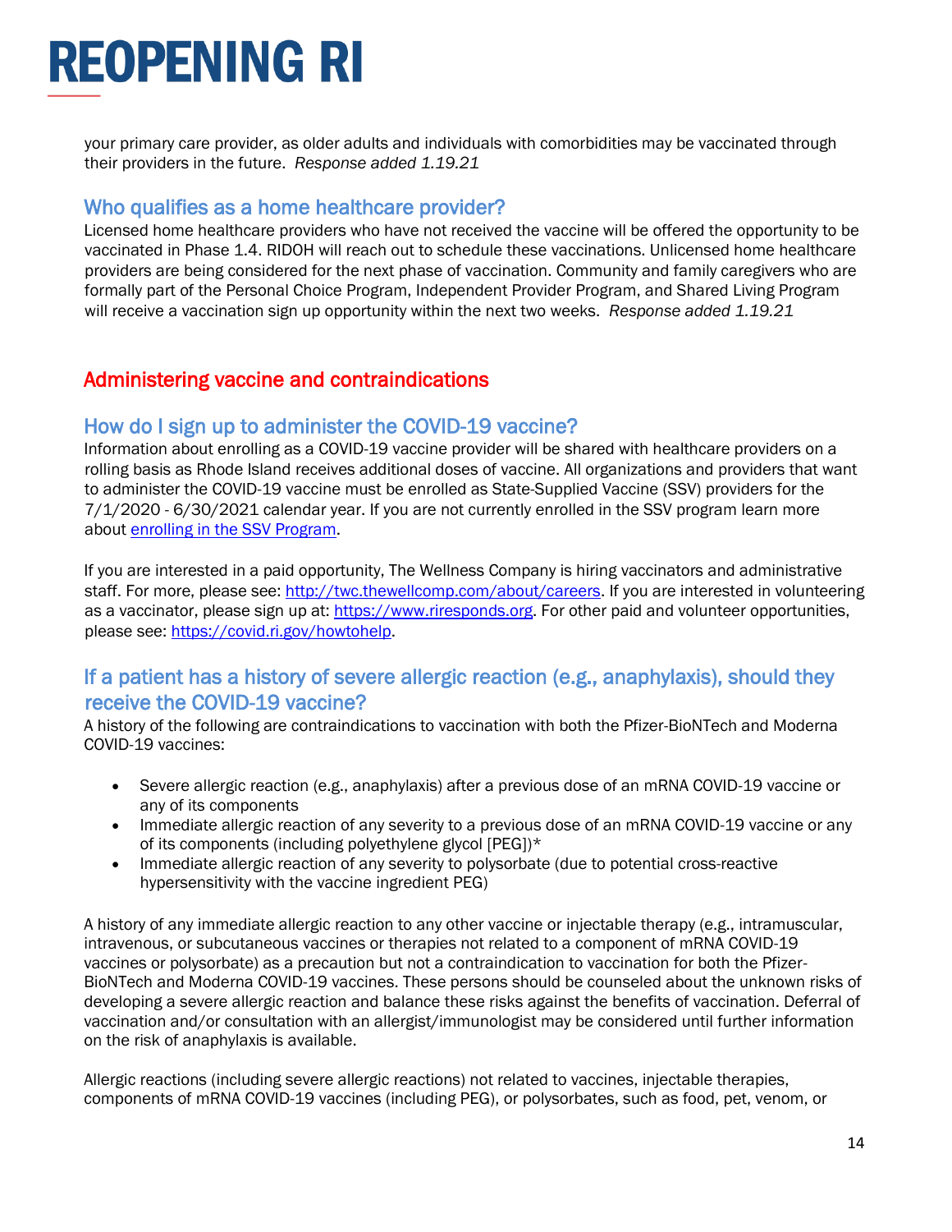your primary care provider, as older adults and individuals with comorbidities may be vaccinated through their providers in the future. *Response added 1.19.21*

### Who qualifies as a home healthcare provider?

Licensed home healthcare providers who have not received the vaccine will be offered the opportunity to be vaccinated in Phase 1.4. RIDOH will reach out to schedule these vaccinations. Unlicensed home healthcare providers are being considered for the next phase of vaccination. Community and family caregivers who are formally part of the Personal Choice Program, Independent Provider Program, and Shared Living Program will receive a vaccination sign up opportunity within the next two weeks. *Response added 1.19.21*

## Administering vaccine and contraindications

### How do I sign up to administer the COVID-19 vaccine?

Information about enrolling as a COVID-19 vaccine provider will be shared with healthcare providers on a rolling basis as Rhode Island receives additional doses of vaccine. All organizations and providers that want to administer the COVID-19 vaccine must be enrolled as State-Supplied Vaccine (SSV) providers for the 7/1/2020 - 6/30/2021 calendar year. If you are not currently enrolled in the SSV program learn more about [enrolling in the SSV Program](#).

If you are interested in a paid opportunity, The Wellness Company is hiring vaccinators and administrative staff. For more, please see: [http://twc.thewellcomp.com/about/careers](http://twc.thewellcomp.com/about/careers). If you are interested in volunteering as a vaccinator, please sign up at: [https://www.riresponds.org](https://www.riresponds.org). For other paid and volunteer opportunities, please see: [https://covid.ri.gov/howtohelp](https://covid.ri.gov/howtohelp).

### If a patient has a history of severe allergic reaction (e.g., anaphylaxis), should they receive the COVID-19 vaccine?

A history of the following are contraindications to vaccination with both the Pfizer-BioNTech and Moderna COVID-19 vaccines:

- Severe allergic reaction (e.g., anaphylaxis) after a previous dose of an mRNA COVID-19 vaccine or any of its components
- Immediate allergic reaction of any severity to a previous dose of an mRNA COVID-19 vaccine or any of its components (including polyethylene glycol [PEG])*
- Immediate allergic reaction of any severity to polysorbate (due to potential cross-reactive hypersensitivity with the vaccine ingredient PEG)

A history of any immediate allergic reaction to any other vaccine or injectable therapy (e.g., intramuscular, intravenous, or subcutaneous vaccines or therapies not related to a component of mRNA COVID-19 vaccines or polysorbate) as a precaution but not a contraindication to vaccination for both the Pfizer-BioNTech and Moderna COVID-19 vaccines. These persons should be counseled about the unknown risks of developing a severe allergic reaction and balance these risks against the benefits of vaccination. Deferral of vaccination and/or consultation with an allergist/immunologist may be considered until further information on the risk of anaphylaxis is available.

Allergic reactions (including severe allergic reactions) not related to vaccines, injectable therapies, components of mRNA COVID-19 vaccines (including PEG), or polysorbates, such as food, pet, venom, or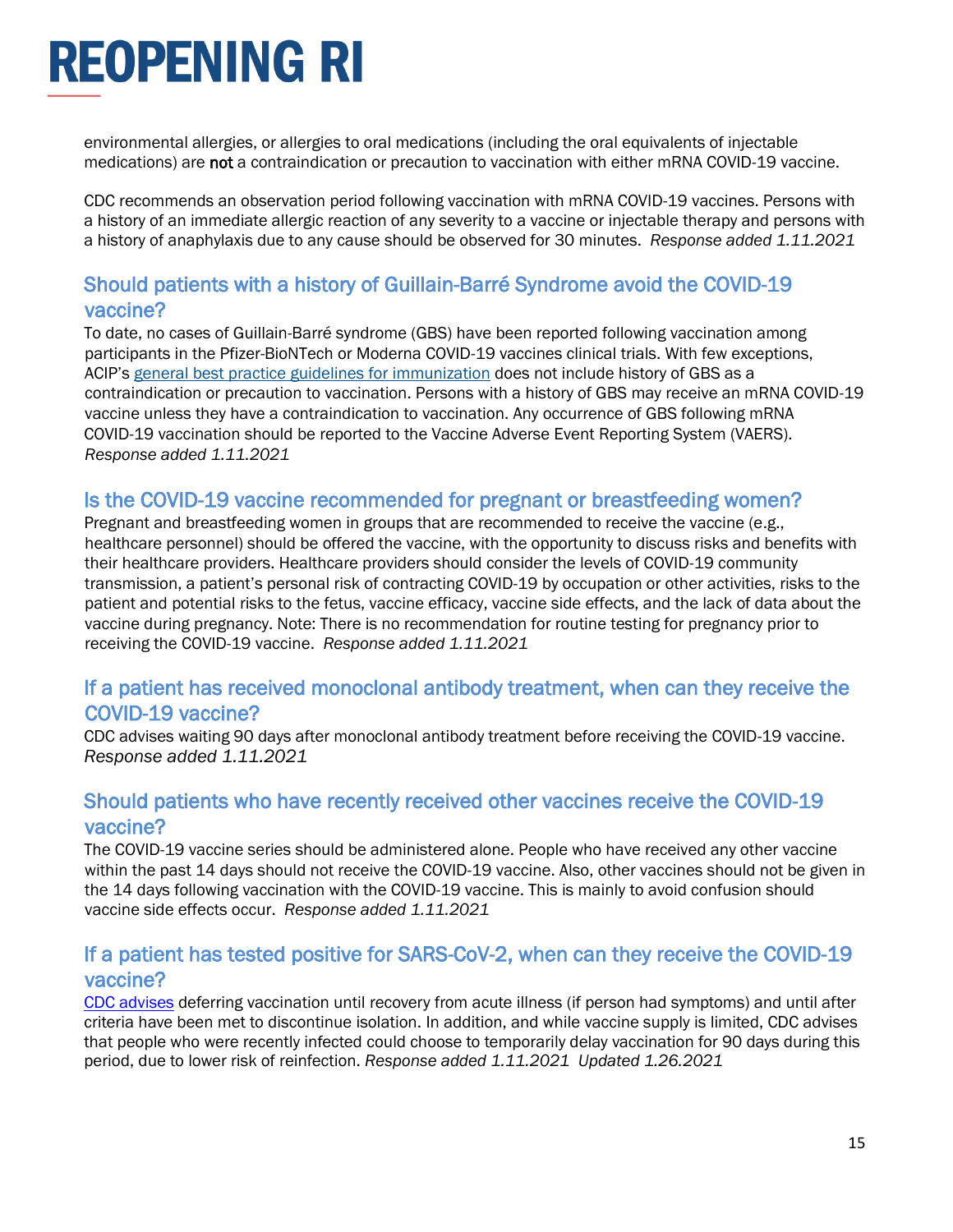environmental allergies, or allergies to oral medications (including the oral equivalents of injectable medications) are **not** a contraindication or precaution to vaccination with either mRNA COVID-19 vaccine.

CDC recommends an observation period following vaccination with mRNA COVID-19 vaccines. Persons with a history of an immediate allergic reaction of any severity to a vaccine or injectable therapy and persons with a history of anaphylaxis due to any cause should be observed for 30 minutes. *Response added 1.11.2021*

## Should patients with a history of Guillain-Barré Syndrome avoid the COVID-19 vaccine?

To date, no cases of Guillain-Barré syndrome (GBS) have been reported following vaccination among participants in the Pfizer-BioNTech or Moderna COVID-19 vaccines clinical trials. With few exceptions, ACIP's [general best practice guidelines for immunization]() does not include history of GBS as a contraindication or precaution to vaccination. Persons with a history of GBS may receive an mRNA COVID-19 vaccine unless they have a contraindication to vaccination. Any occurrence of GBS following mRNA COVID-19 vaccination should be reported to the Vaccine Adverse Event Reporting System (VAERS). *Response added 1.11.2021*

## Is the COVID-19 vaccine recommended for pregnant or breastfeeding women?

Pregnant and breastfeeding women in groups that are recommended to receive the vaccine (e.g., healthcare personnel) should be offered the vaccine, with the opportunity to discuss risks and benefits with their healthcare providers. Healthcare providers should consider the levels of COVID-19 community transmission, a patient's personal risk of contracting COVID-19 by occupation or other activities, risks to the patient and potential risks to the fetus, vaccine efficacy, vaccine side effects, and the lack of data about the vaccine during pregnancy. Note: There is no recommendation for routine testing for pregnancy prior to receiving the COVID-19 vaccine. *Response added 1.11.2021*

## If a patient has received monoclonal antibody treatment, when can they receive the COVID-19 vaccine?

CDC advises waiting 90 days after monoclonal antibody treatment before receiving the COVID-19 vaccine. *Response added 1.11.2021*

## Should patients who have recently received other vaccines receive the COVID-19 vaccine?

The COVID-19 vaccine series should be administered alone. People who have received any other vaccine within the past 14 days should not receive the COVID-19 vaccine. Also, other vaccines should not be given in the 14 days following vaccination with the COVID-19 vaccine. This is mainly to avoid confusion should vaccine side effects occur. *Response added 1.11.2021*

## If a patient has tested positive for SARS-CoV-2, when can they receive the COVID-19 vaccine?

[CDC advises]() deferring vaccination until recovery from acute illness (if person had symptoms) and until after criteria have been met to discontinue isolation. In addition, and while vaccine supply is limited, CDC advises that people who were recently infected could choose to temporarily delay vaccination for 90 days during this period, due to lower risk of reinfection. *Response added 1.11.2021 Updated 1.26.2021*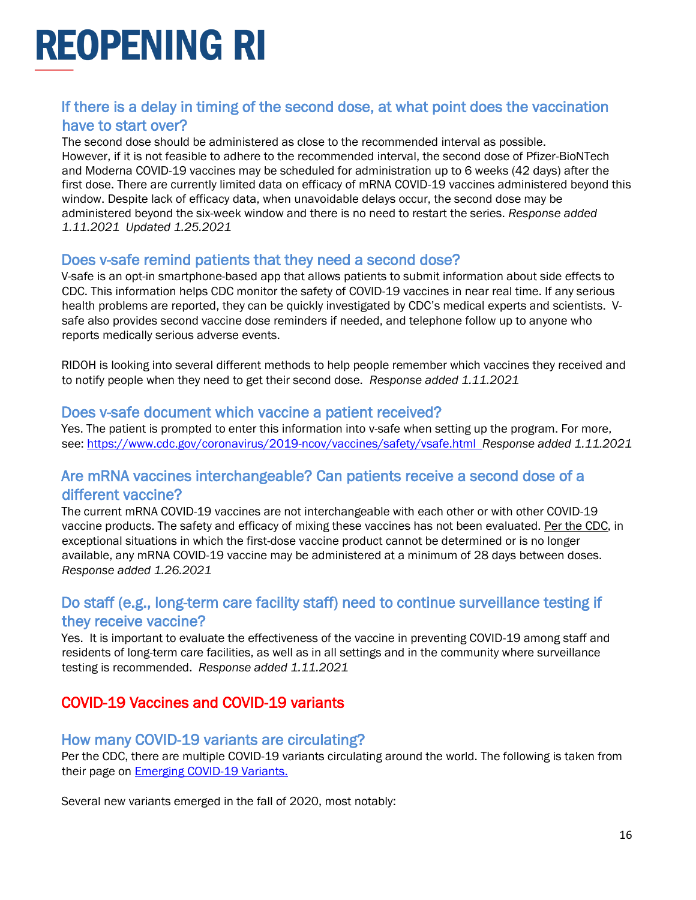### If there is a delay in timing of the second dose, at what point does the vaccination have to start over?

The second dose should be administered as close to the recommended interval as possible. However, if it is not feasible to adhere to the recommended interval, the second dose of Pfizer-BioNTech and Moderna COVID-19 vaccines may be scheduled for administration up to 6 weeks (42 days) after the first dose. There are currently limited data on efficacy of mRNA COVID-19 vaccines administered beyond this window. Despite lack of efficacy data, when unavoidable delays occur, the second dose may be administered beyond the six-week window and there is no need to restart the series. *Response added 1.11.2021 Updated 1.25.2021*

### Does v-safe remind patients that they need a second dose?

V-safe is an opt-in smartphone-based app that allows patients to submit information about side effects to CDC. This information helps CDC monitor the safety of COVID-19 vaccines in near real time. If any serious health problems are reported, they can be quickly investigated by CDC's medical experts and scientists. V-safe also provides second vaccine dose reminders if needed, and telephone follow up to anyone who reports medically serious adverse events.

RIDOH is looking into several different methods to help people remember which vaccines they received and to notify people when they need to get their second dose. *Response added 1.11.2021*

### Does v-safe document which vaccine a patient received?

Yes. The patient is prompted to enter this information into v-safe when setting up the program. For more, see: [https://www.cdc.gov/coronavirus/2019-ncov/vaccines/safety/vsafe.html](https://www.cdc.gov/coronavirus/2019-ncov/vaccines/safety/vsafe.html) *Response added 1.11.2021*

### Are mRNA vaccines interchangeable? Can patients receive a second dose of a different vaccine?

The current mRNA COVID-19 vaccines are not interchangeable with each other or with other COVID-19 vaccine products. The safety and efficacy of mixing these vaccines has not been evaluated. Per the CDC, in exceptional situations in which the first-dose vaccine product cannot be determined or is no longer available, any mRNA COVID-19 vaccine may be administered at a minimum of 28 days between doses. *Response added 1.26.2021*

### Do staff (e.g., long-term care facility staff) need to continue surveillance testing if they receive vaccine?

Yes. It is important to evaluate the effectiveness of the vaccine in preventing COVID-19 among staff and residents of long-term care facilities, as well as in all settings and in the community where surveillance testing is recommended. *Response added 1.11.2021*

## COVID-19 Vaccines and COVID-19 variants

### How many COVID-19 variants are circulating?

Per the CDC, there are multiple COVID-19 variants circulating around the world. The following is taken from their page on [Emerging COVID-19 Variants.](Emerging COVID-19 Variants.)

Several new variants emerged in the fall of 2020, most notably: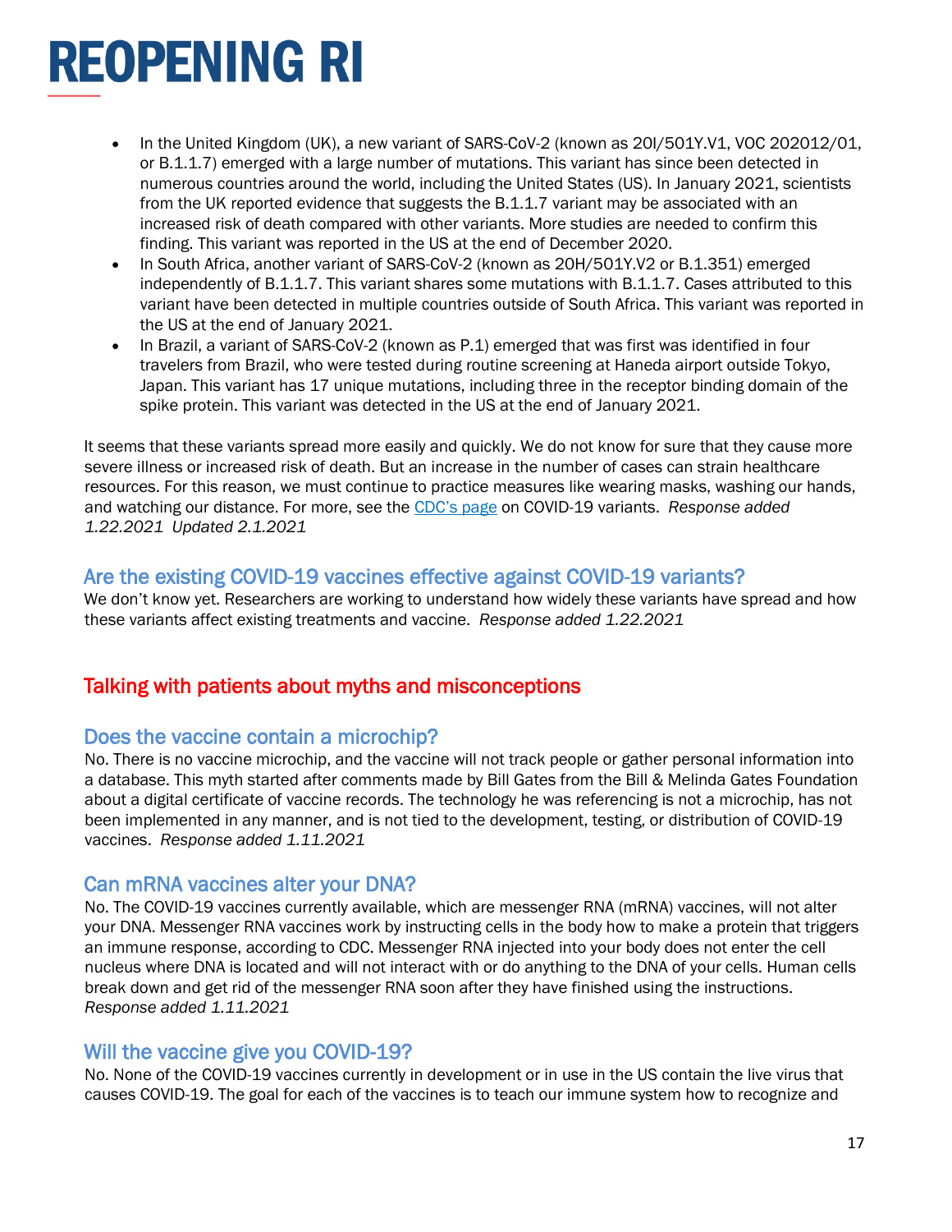- In the United Kingdom (UK), a new variant of SARS-CoV-2 (known as 20I/501Y.V1, VOC 202012/01, or B.1.1.7) emerged with a large number of mutations. This variant has since been detected in numerous countries around the world, including the United States (US). In January 2021, scientists from the UK reported evidence that suggests the B.1.1.7 variant may be associated with an increased risk of death compared with other variants. More studies are needed to confirm this finding. This variant was reported in the US at the end of December 2020.
- In South Africa, another variant of SARS-CoV-2 (known as 20H/501Y.V2 or B.1.351) emerged independently of B.1.1.7. This variant shares some mutations with B.1.1.7. Cases attributed to this variant have been detected in multiple countries outside of South Africa. This variant was reported in the US at the end of January 2021.
- In Brazil, a variant of SARS-CoV-2 (known as P.1) emerged that was first was identified in four travelers from Brazil, who were tested during routine screening at Haneda airport outside Tokyo, Japan. This variant has 17 unique mutations, including three in the receptor binding domain of the spike protein. This variant was detected in the US at the end of January 2021.

It seems that these variants spread more easily and quickly. We do not know for sure that they cause more severe illness or increased risk of death. But an increase in the number of cases can strain healthcare resources. For this reason, we must continue to practice measures like wearing masks, washing our hands, and watching our distance. For more, see the [CDC's page]() on COVID-19 variants. *Response added 1.22.2021 Updated 2.1.2021*

### Are the existing COVID-19 vaccines effective against COVID-19 variants?

We don't know yet. Researchers are working to understand how widely these variants have spread and how these variants affect existing treatments and vaccine. *Response added 1.22.2021*

## Talking with patients about myths and misconceptions

### Does the vaccine contain a microchip?

No. There is no vaccine microchip, and the vaccine will not track people or gather personal information into a database. This myth started after comments made by Bill Gates from the Bill & Melinda Gates Foundation about a digital certificate of vaccine records. The technology he was referencing is not a microchip, has not been implemented in any manner, and is not tied to the development, testing, or distribution of COVID-19 vaccines. *Response added 1.11.2021*

### Can mRNA vaccines alter your DNA?

No. The COVID-19 vaccines currently available, which are messenger RNA (mRNA) vaccines, will not alter your DNA. Messenger RNA vaccines work by instructing cells in the body how to make a protein that triggers an immune response, according to CDC. Messenger RNA injected into your body does not enter the cell nucleus where DNA is located and will not interact with or do anything to the DNA of your cells. Human cells break down and get rid of the messenger RNA soon after they have finished using the instructions. *Response added 1.11.2021*

### Will the vaccine give you COVID-19?

No. None of the COVID-19 vaccines currently in development or in use in the US contain the live virus that causes COVID-19. The goal for each of the vaccines is to teach our immune system how to recognize and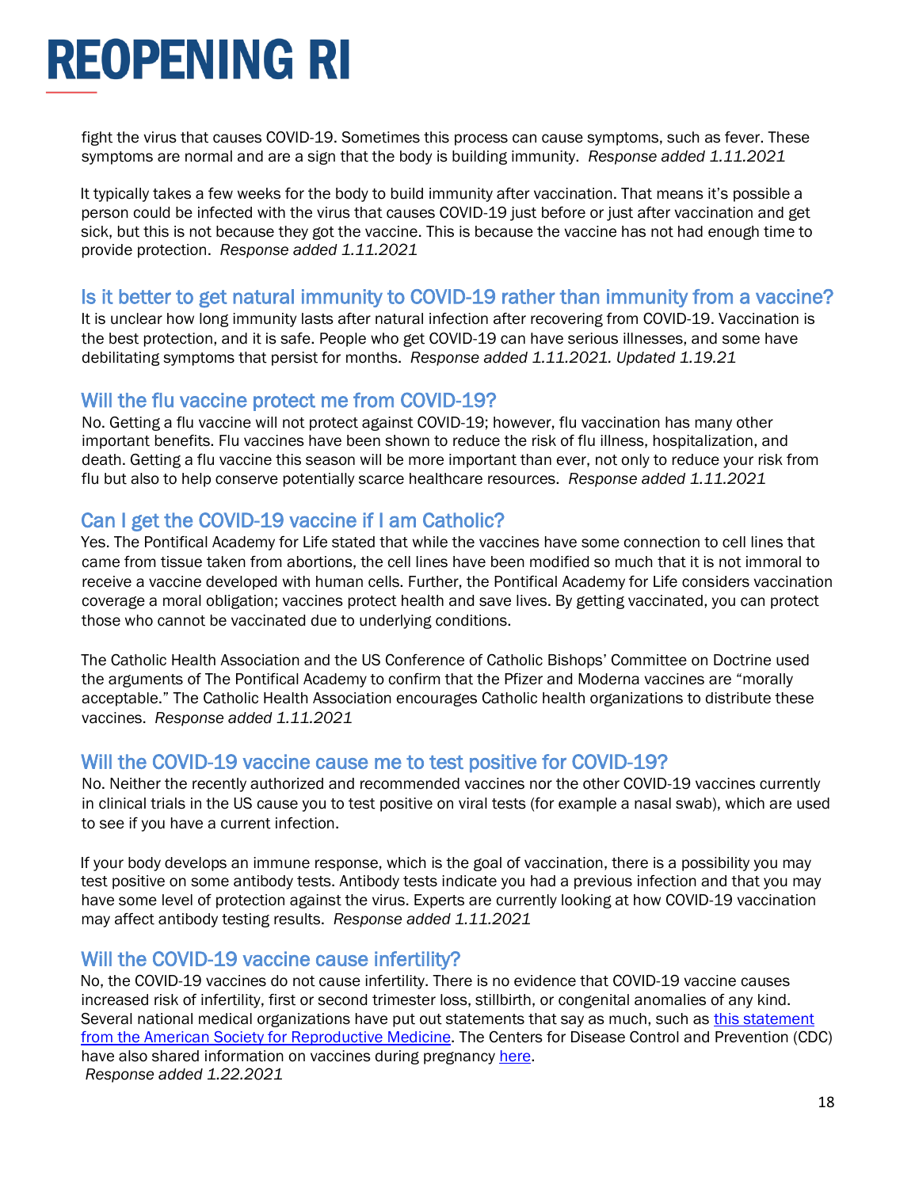fight the virus that causes COVID-19. Sometimes this process can cause symptoms, such as fever. These symptoms are normal and are a sign that the body is building immunity. *Response added 1.11.2021*

It typically takes a few weeks for the body to build immunity after vaccination. That means it's possible a person could be infected with the virus that causes COVID-19 just before or just after vaccination and get sick, but this is not because they got the vaccine. This is because the vaccine has not had enough time to provide protection. *Response added 1.11.2021*

## Is it better to get natural immunity to COVID-19 rather than immunity from a vaccine?

It is unclear how long immunity lasts after natural infection after recovering from COVID-19. Vaccination is the best protection, and it is safe. People who get COVID-19 can have serious illnesses, and some have debilitating symptoms that persist for months. *Response added 1.11.2021. Updated 1.19.21*

## Will the flu vaccine protect me from COVID-19?

No. Getting a flu vaccine will not protect against COVID-19; however, flu vaccination has many other important benefits. Flu vaccines have been shown to reduce the risk of flu illness, hospitalization, and death. Getting a flu vaccine this season will be more important than ever, not only to reduce your risk from flu but also to help conserve potentially scarce healthcare resources. *Response added 1.11.2021*

## Can I get the COVID-19 vaccine if I am Catholic?

Yes. The Pontifical Academy for Life stated that while the vaccines have some connection to cell lines that came from tissue taken from abortions, the cell lines have been modified so much that it is not immoral to receive a vaccine developed with human cells. Further, the Pontifical Academy for Life considers vaccination coverage a moral obligation; vaccines protect health and save lives. By getting vaccinated, you can protect those who cannot be vaccinated due to underlying conditions.

The Catholic Health Association and the US Conference of Catholic Bishops' Committee on Doctrine used the arguments of The Pontifical Academy to confirm that the Pfizer and Moderna vaccines are "morally acceptable." The Catholic Health Association encourages Catholic health organizations to distribute these vaccines. *Response added 1.11.2021*

## Will the COVID-19 vaccine cause me to test positive for COVID-19?

No. Neither the recently authorized and recommended vaccines nor the other COVID-19 vaccines currently in clinical trials in the US cause you to test positive on viral tests (for example a nasal swab), which are used to see if you have a current infection.

If your body develops an immune response, which is the goal of vaccination, there is a possibility you may test positive on some antibody tests. Antibody tests indicate you had a previous infection and that you may have some level of protection against the virus. Experts are currently looking at how COVID-19 vaccination may affect antibody testing results. *Response added 1.11.2021*

## Will the COVID-19 vaccine cause infertility?

No, the COVID-19 vaccines do not cause infertility. There is no evidence that COVID-19 vaccine causes increased risk of infertility, first or second trimester loss, stillbirth, or congenital anomalies of any kind. Several national medical organizations have put out statements that say as much, such as this statement from the American Society for Reproductive Medicine. The Centers for Disease Control and Prevention (CDC) have also shared information on vaccines during pregnancy here.
*Response added 1.22.2021*